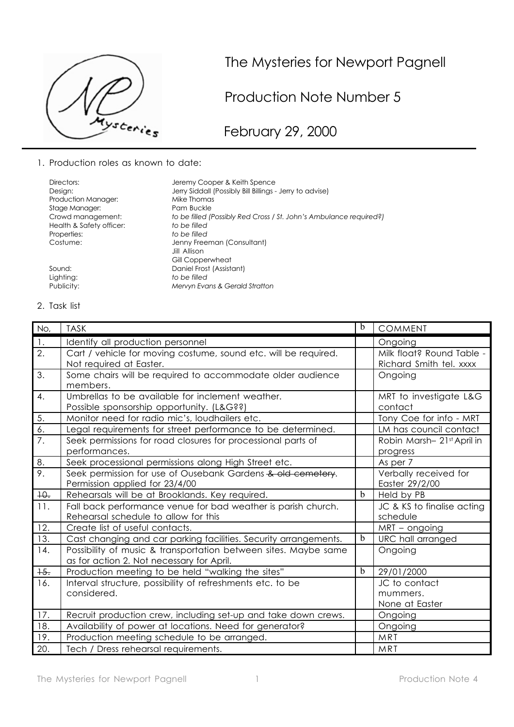# The Mysteries for Newport Pagnell

## Production Note Number 5

## February 29, 2000

1. Production roles as known to date:

| | |
|---|---|
| Directors: | Jeremy Cooper & Keith Spence |
| Design: | Jerry Siddall (Possibly Bill Billings - Jerry to advise) |
| Production Manager: | Mike Thomas |
| Stage Manager: | Pam Buckle |
| Crowd management: | *to be filled (Possibly Red Cross / St. John's Ambulance required?)* |
| Health & Safety officer: | *to be filled* |
| Properties: | *to be filled* |
| Costume: | Jenny Freeman (Consultant)<br>Jill Allison<br>Gill Copperwheat |
| Sound: | Daniel Frost (Assistant) |
| Lighting: | *to be filled* |
| Publicity: | *Mervyn Evans & Gerald Stratton* |

2. Task list

| No, | TASK | b | COMMENT |
|---|---|---|---|
| 1. | Identify all production personnel | | Ongoing |
| 2. | Cart / vehicle for moving costume, sound etc. will be required. Not required at Easter. | | Milk float? Round Table - Richard Smith tel. xxxx |
| 3. | Some chairs will be required to accommodate older audience members. | | Ongoing |
| 4. | Umbrellas to be available for inclement weather. Possible sponsorship opportunity. (L&G??) | | MRT to investigate L&G contact |
| 5. | Monitor need for radio mic's, loudhailers etc. | | Tony Coe for info - MRT |
| 6. | Legal requirements for street performance to be determined. | | LM has council contact |
| 7. | Seek permissions for road closures for processional parts of performances. | | Robin Marsh– 21st April in progress |
| 8. | Seek processional permissions along High Street etc. | | As per 7 |
| 9. | Seek permission for use of Ousebank Gardens ~~& old cemetery~~. Permission applied for 23/4/00 | | Verbally received for Easter 29/2/00 |
| ~~10.~~ | Rehearsals will be at Brooklands. Key required. | b | Held by PB |
| 11. | Fall back performance venue for bad weather is parish church. Rehearsal schedule to allow for this | | JC & KS to finalise acting schedule |
| 12. | Create list of useful contacts. | | MRT – ongoing |
| 13. | Cast changing and car parking facilities. Security arrangements. | b | URC hall arranged |
| 14. | Possibility of music & transportation between sites. Maybe same as for action 2. Not necessary for April. | | Ongoing |
| ~~15.~~ | Production meeting to be held "walking the sites" | b | 29/01/2000 |
| 16. | Interval structure, possibility of refreshments etc. to be considered. | | JC to contact mummers. None at Easter |
| 17. | Recruit production crew, including set-up and take down crews. | | Ongoing |
| 18. | Availability of power at locations. Need for generator? | | Ongoing |
| 19. | Production meeting schedule to be arranged. | | MRT |
| 20. | Tech / Dress rehearsal requirements. | | MRT |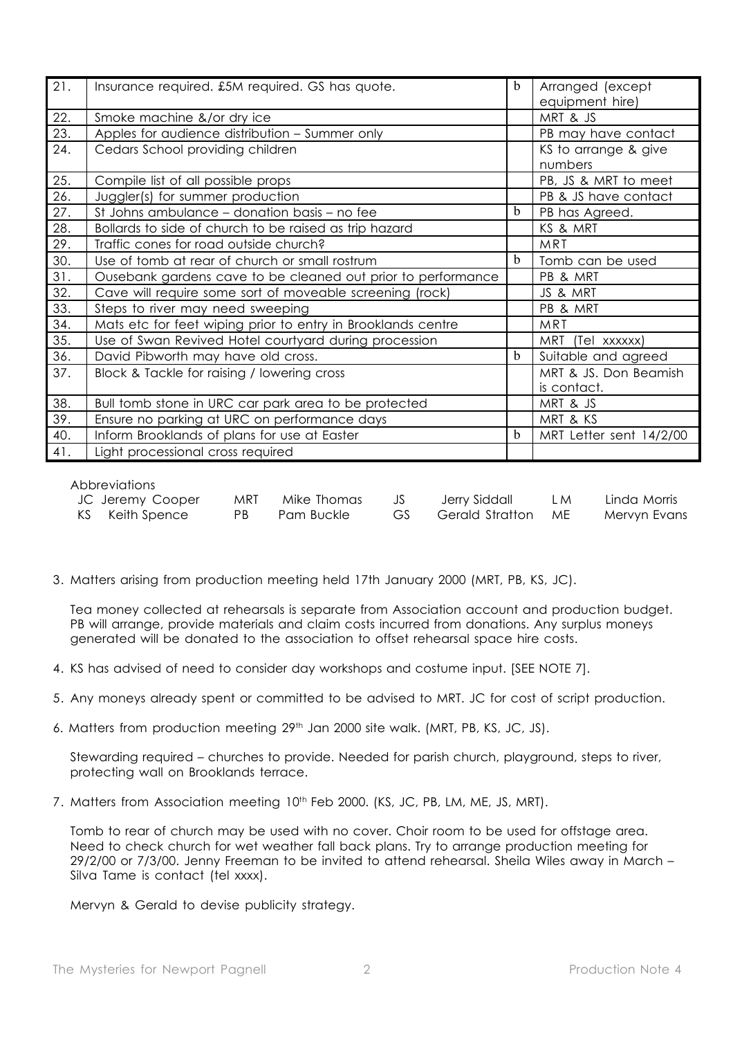| | | | |
|---|---|---|---|
| 21. | Insurance required. £5M required. GS has quote. | b | Arranged (except equipment hire) |
| 22. | Smoke machine &/or dry ice | | MRT & JS |
| 23. | Apples for audience distribution – Summer only | | PB may have contact |
| 24. | Cedars School providing children | | KS to arrange & give numbers |
| 25. | Compile list of all possible props | | PB, JS & MRT to meet |
| 26. | Juggler(s) for summer production | | PB & JS have contact |
| 27. | St Johns ambulance – donation basis – no fee | b | PB has Agreed. |
| 28. | Bollards to side of church to be raised as trip hazard | | KS & MRT |
| 29. | Traffic cones for road outside church? | | MRT |
| 30. | Use of tomb at rear of church or small rostrum | b | Tomb can be used |
| 31. | Ousebank gardens cave to be cleaned out prior to performance | | PB & MRT |
| 32. | Cave will require some sort of moveable screening (rock) | | JS & MRT |
| 33. | Steps to river may need sweeping | | PB & MRT |
| 34. | Mats etc for feet wiping prior to entry in Brooklands centre | | MRT |
| 35. | Use of Swan Revived Hotel courtyard during procession | | MRT (Tel xxxxxx) |
| 36. | David Pibworth may have old cross. | b | Suitable and agreed |
| 37. | Block & Tackle for raising / lowering cross | | MRT & JS. Don Beamish is contact. |
| 38. | Bull tomb stone in URC car park area to be protected | | MRT & JS |
| 39. | Ensure no parking at URC on performance days | | MRT & KS |
| 40. | Inform Brooklands of plans for use at Easter | b | MRT Letter sent 14/2/00 |
| 41. | Light processional cross required | | |

Abbreviations

| | | | | | | | |
|---|---|---|---|---|---|---|---|
| JC | Jeremy Cooper | MRT | Mike Thomas | JS | Jerry Siddall | LM | Linda Morris |
| KS | Keith Spence | PB | Pam Buckle | GS | Gerald Stratton | ME | Mervyn Evans |

3. Matters arising from production meeting held 17th January 2000 (MRT, PB, KS, JC).

   Tea money collected at rehearsals is separate from Association account and production budget. PB will arrange, provide materials and claim costs incurred from donations. Any surplus moneys generated will be donated to the association to offset rehearsal space hire costs.

4. KS has advised of need to consider day workshops and costume input. [SEE NOTE 7].

5. Any moneys already spent or committed to be advised to MRT. JC for cost of script production.

6. Matters from production meeting 29th Jan 2000 site walk. (MRT, PB, KS, JC, JS).

   Stewarding required – churches to provide. Needed for parish church, playground, steps to river, protecting wall on Brooklands terrace.

7. Matters from Association meeting 10th Feb 2000. (KS, JC, PB, LM, ME, JS, MRT).

   Tomb to rear of church may be used with no cover. Choir room to be used for offstage area. Need to check church for wet weather fall back plans. Try to arrange production meeting for 29/2/00 or 7/3/00. Jenny Freeman to be invited to attend rehearsal. Sheila Wiles away in March – Silva Tame is contact (tel xxxx).

   Mervyn & Gerald to devise publicity strategy.